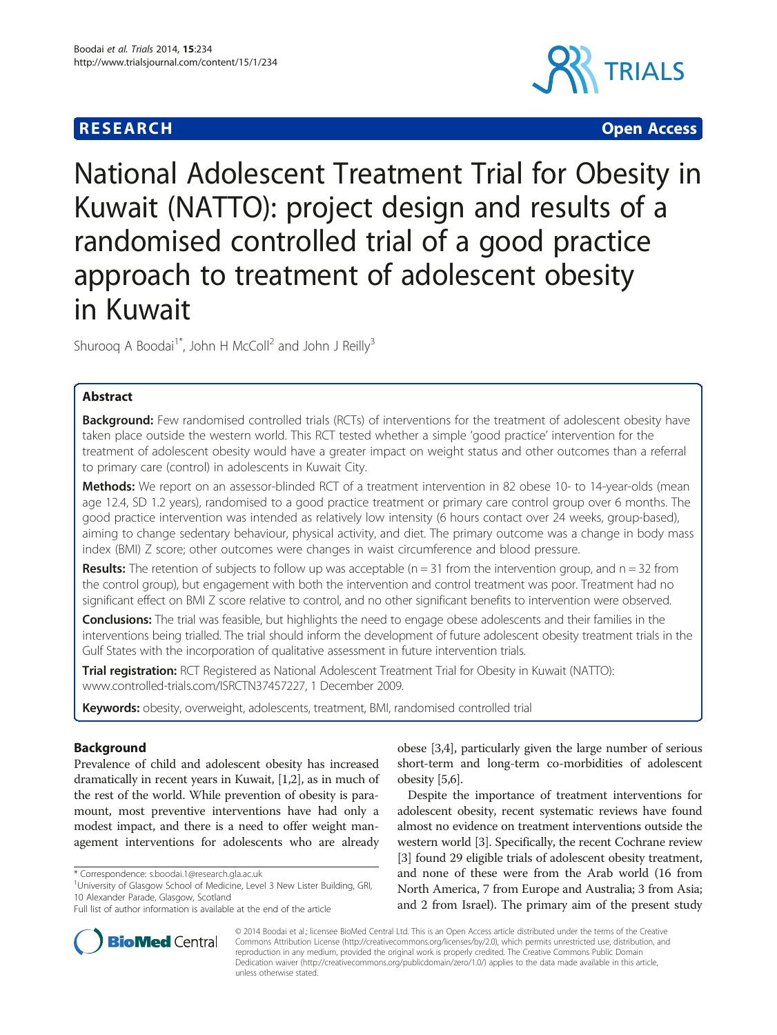**RESEARCH** **Open Access**

# National Adolescent Treatment Trial for Obesity in Kuwait (NATTO): project design and results of a randomised controlled trial of a good practice approach to treatment of adolescent obesity in Kuwait

Shurooq A Boodai[1*], John H McColl[2] and John J Reilly[3]

## Abstract

**Background:** Few randomised controlled trials (RCTs) of interventions for the treatment of adolescent obesity have taken place outside the western world. This RCT tested whether a simple 'good practice' intervention for the treatment of adolescent obesity would have a greater impact on weight status and other outcomes than a referral to primary care (control) in adolescents in Kuwait City.

**Methods:** We report on an assessor-blinded RCT of a treatment intervention in 82 obese 10- to 14-year-olds (mean age 12.4, SD 1.2 years), randomised to a good practice treatment or primary care control group over 6 months. The good practice intervention was intended as relatively low intensity (6 hours contact over 24 weeks, group-based), aiming to change sedentary behaviour, physical activity, and diet. The primary outcome was a change in body mass index (BMI) Z score; other outcomes were changes in waist circumference and blood pressure.

**Results:** The retention of subjects to follow up was acceptable (n = 31 from the intervention group, and n = 32 from the control group), but engagement with both the intervention and control treatment was poor. Treatment had no significant effect on BMI Z score relative to control, and no other significant benefits to intervention were observed.

**Conclusions:** The trial was feasible, but highlights the need to engage obese adolescents and their families in the interventions being trialled. The trial should inform the development of future adolescent obesity treatment trials in the Gulf States with the incorporation of qualitative assessment in future intervention trials.

**Trial registration:** RCT Registered as National Adolescent Treatment Trial for Obesity in Kuwait (NATTO): www.controlled-trials.com/ISRCTN37457227, 1 December 2009.

**Keywords:** obesity, overweight, adolescents, treatment, BMI, randomised controlled trial

## Background

Prevalence of child and adolescent obesity has increased dramatically in recent years in Kuwait, [1,2], as in much of the rest of the world. While prevention of obesity is paramount, most preventive interventions have had only a modest impact, and there is a need to offer weight management interventions for adolescents who are already obese [3,4], particularly given the large number of serious short-term and long-term co-morbidities of adolescent obesity [5,6].

Despite the importance of treatment interventions for adolescent obesity, recent systematic reviews have found almost no evidence on treatment interventions outside the western world [3]. Specifically, the recent Cochrane review [3] found 29 eligible trials of adolescent obesity treatment, and none of these were from the Arab world (16 from North America, 7 from Europe and Australia; 3 from Asia; and 2 from Israel). The primary aim of the present study

\* Correspondence: s.boodai.1@research.gla.ac.uk

[1]University of Glasgow School of Medicine, Level 3 New Lister Building, GRI, 10 Alexander Parade, Glasgow, Scotland

Full list of author information is available at the end of the article

© 2014 Boodai et al.; licensee BioMed Central Ltd. This is an Open Access article distributed under the terms of the Creative Commons Attribution License (http://creativecommons.org/licenses/by/2.0), which permits unrestricted use, distribution, and reproduction in any medium, provided the original work is properly credited. The Creative Commons Public Domain Dedication waiver (http://creativecommons.org/publicdomain/zero/1.0/) applies to the data made available in this article, unless otherwise stated.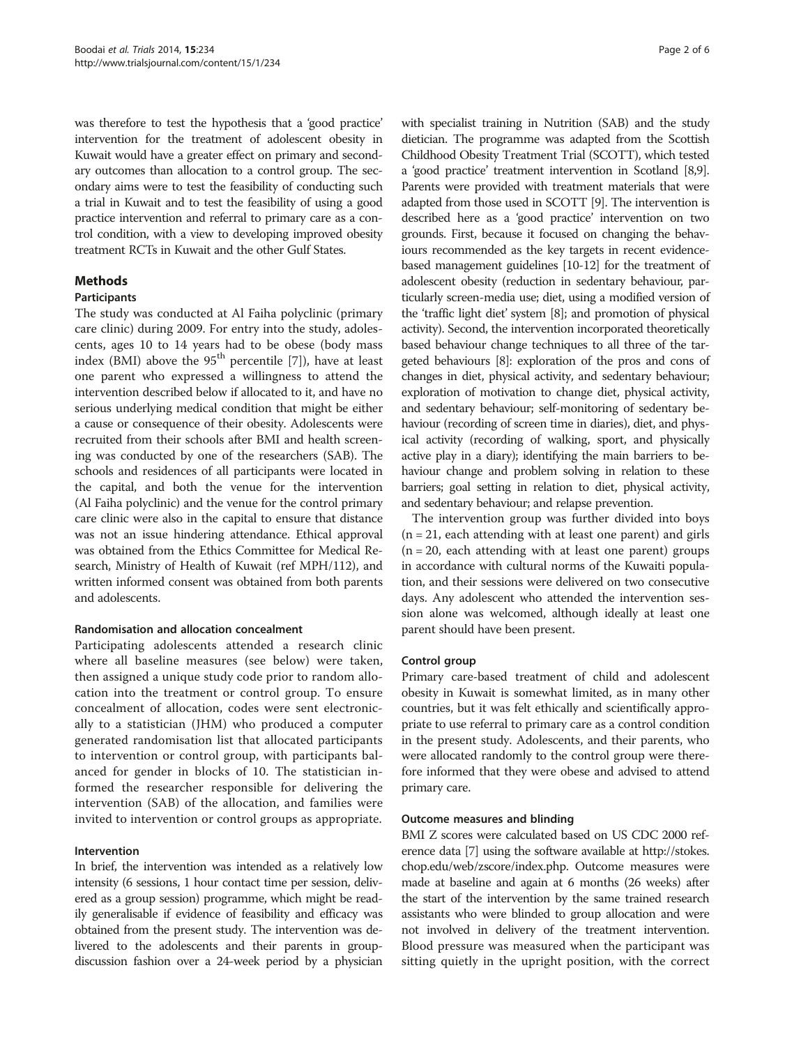was therefore to test the hypothesis that a 'good practice' intervention for the treatment of adolescent obesity in Kuwait would have a greater effect on primary and secondary outcomes than allocation to a control group. The secondary aims were to test the feasibility of conducting such a trial in Kuwait and to test the feasibility of using a good practice intervention and referral to primary care as a control condition, with a view to developing improved obesity treatment RCTs in Kuwait and the other Gulf States.

## Methods

### Participants

The study was conducted at Al Faiha polyclinic (primary care clinic) during 2009. For entry into the study, adolescents, ages 10 to 14 years had to be obese (body mass index (BMI) above the 95th percentile [7]), have at least one parent who expressed a willingness to attend the intervention described below if allocated to it, and have no serious underlying medical condition that might be either a cause or consequence of their obesity. Adolescents were recruited from their schools after BMI and health screening was conducted by one of the researchers (SAB). The schools and residences of all participants were located in the capital, and both the venue for the intervention (Al Faiha polyclinic) and the venue for the control primary care clinic were also in the capital to ensure that distance was not an issue hindering attendance. Ethical approval was obtained from the Ethics Committee for Medical Research, Ministry of Health of Kuwait (ref MPH/112), and written informed consent was obtained from both parents and adolescents.

### Randomisation and allocation concealment

Participating adolescents attended a research clinic where all baseline measures (see below) were taken, then assigned a unique study code prior to random allocation into the treatment or control group. To ensure concealment of allocation, codes were sent electronically to a statistician (JHM) who produced a computer generated randomisation list that allocated participants to intervention or control group, with participants balanced for gender in blocks of 10. The statistician informed the researcher responsible for delivering the intervention (SAB) of the allocation, and families were invited to intervention or control groups as appropriate.

### Intervention

In brief, the intervention was intended as a relatively low intensity (6 sessions, 1 hour contact time per session, delivered as a group session) programme, which might be readily generalisable if evidence of feasibility and efficacy was obtained from the present study. The intervention was delivered to the adolescents and their parents in group-discussion fashion over a 24-week period by a physician with specialist training in Nutrition (SAB) and the study dietician. The programme was adapted from the Scottish Childhood Obesity Treatment Trial (SCOTT), which tested a 'good practice' treatment intervention in Scotland [8,9]. Parents were provided with treatment materials that were adapted from those used in SCOTT [9]. The intervention is described here as a 'good practice' intervention on two grounds. First, because it focused on changing the behaviours recommended as the key targets in recent evidence-based management guidelines [10-12] for the treatment of adolescent obesity (reduction in sedentary behaviour, particularly screen-media use; diet, using a modified version of the 'traffic light diet' system [8]; and promotion of physical activity). Second, the intervention incorporated theoretically based behaviour change techniques to all three of the targeted behaviours [8]: exploration of the pros and cons of changes in diet, physical activity, and sedentary behaviour; exploration of motivation to change diet, physical activity, and sedentary behaviour; self-monitoring of sedentary behaviour (recording of screen time in diaries), diet, and physical activity (recording of walking, sport, and physically active play in a diary); identifying the main barriers to behaviour change and problem solving in relation to these barriers; goal setting in relation to diet, physical activity, and sedentary behaviour; and relapse prevention.

The intervention group was further divided into boys (n = 21, each attending with at least one parent) and girls (n = 20, each attending with at least one parent) groups in accordance with cultural norms of the Kuwaiti population, and their sessions were delivered on two consecutive days. Any adolescent who attended the intervention session alone was welcomed, although ideally at least one parent should have been present.

### Control group

Primary care-based treatment of child and adolescent obesity in Kuwait is somewhat limited, as in many other countries, but it was felt ethically and scientifically appropriate to use referral to primary care as a control condition in the present study. Adolescents, and their parents, who were allocated randomly to the control group were therefore informed that they were obese and advised to attend primary care.

### Outcome measures and blinding

BMI Z scores were calculated based on US CDC 2000 reference data [7] using the software available at http://stokes.chop.edu/web/zscore/index.php. Outcome measures were made at baseline and again at 6 months (26 weeks) after the start of the intervention by the same trained research assistants who were blinded to group allocation and were not involved in delivery of the treatment intervention. Blood pressure was measured when the participant was sitting quietly in the upright position, with the correct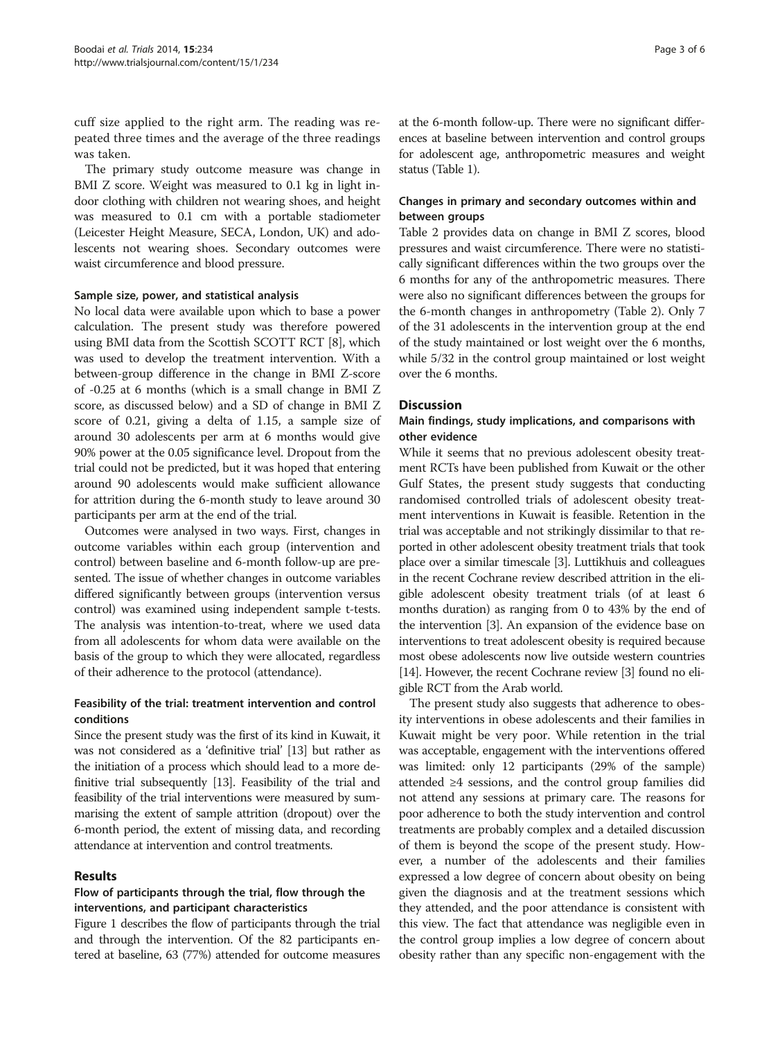cuff size applied to the right arm. The reading was repeated three times and the average of the three readings was taken.

The primary study outcome measure was change in BMI Z score. Weight was measured to 0.1 kg in light indoor clothing with children not wearing shoes, and height was measured to 0.1 cm with a portable stadiometer (Leicester Height Measure, SECA, London, UK) and adolescents not wearing shoes. Secondary outcomes were waist circumference and blood pressure.

#### Sample size, power, and statistical analysis

No local data were available upon which to base a power calculation. The present study was therefore powered using BMI data from the Scottish SCOTT RCT [8], which was used to develop the treatment intervention. With a between-group difference in the change in BMI Z-score of -0.25 at 6 months (which is a small change in BMI Z score, as discussed below) and a SD of change in BMI Z score of 0.21, giving a delta of 1.15, a sample size of around 30 adolescents per arm at 6 months would give 90% power at the 0.05 significance level. Dropout from the trial could not be predicted, but it was hoped that entering around 90 adolescents would make sufficient allowance for attrition during the 6-month study to leave around 30 participants per arm at the end of the trial.

Outcomes were analysed in two ways. First, changes in outcome variables within each group (intervention and control) between baseline and 6-month follow-up are presented. The issue of whether changes in outcome variables differed significantly between groups (intervention versus control) was examined using independent sample t-tests. The analysis was intention-to-treat, where we used data from all adolescents for whom data were available on the basis of the group to which they were allocated, regardless of their adherence to the protocol (attendance).

#### Feasibility of the trial: treatment intervention and control conditions

Since the present study was the first of its kind in Kuwait, it was not considered as a 'definitive trial' [13] but rather as the initiation of a process which should lead to a more definitive trial subsequently [13]. Feasibility of the trial and feasibility of the trial interventions were measured by summarising the extent of sample attrition (dropout) over the 6-month period, the extent of missing data, and recording attendance at intervention and control treatments.

## Results

#### Flow of participants through the trial, flow through the interventions, and participant characteristics

Figure 1 describes the flow of participants through the trial and through the intervention. Of the 82 participants entered at baseline, 63 (77%) attended for outcome measures at the 6-month follow-up. There were no significant differences at baseline between intervention and control groups for adolescent age, anthropometric measures and weight status (Table 1).

#### Changes in primary and secondary outcomes within and between groups

Table 2 provides data on change in BMI Z scores, blood pressures and waist circumference. There were no statistically significant differences within the two groups over the 6 months for any of the anthropometric measures. There were also no significant differences between the groups for the 6-month changes in anthropometry (Table 2). Only 7 of the 31 adolescents in the intervention group at the end of the study maintained or lost weight over the 6 months, while 5/32 in the control group maintained or lost weight over the 6 months.

## Discussion

#### Main findings, study implications, and comparisons with other evidence

While it seems that no previous adolescent obesity treatment RCTs have been published from Kuwait or the other Gulf States, the present study suggests that conducting randomised controlled trials of adolescent obesity treatment interventions in Kuwait is feasible. Retention in the trial was acceptable and not strikingly dissimilar to that reported in other adolescent obesity treatment trials that took place over a similar timescale [3]. Luttikhuis and colleagues in the recent Cochrane review described attrition in the eligible adolescent obesity treatment trials (of at least 6 months duration) as ranging from 0 to 43% by the end of the intervention [3]. An expansion of the evidence base on interventions to treat adolescent obesity is required because most obese adolescents now live outside western countries [14]. However, the recent Cochrane review [3] found no eligible RCT from the Arab world.

The present study also suggests that adherence to obesity interventions in obese adolescents and their families in Kuwait might be very poor. While retention in the trial was acceptable, engagement with the interventions offered was limited: only 12 participants (29% of the sample) attended ≥4 sessions, and the control group families did not attend any sessions at primary care. The reasons for poor adherence to both the study intervention and control treatments are probably complex and a detailed discussion of them is beyond the scope of the present study. However, a number of the adolescents and their families expressed a low degree of concern about obesity on being given the diagnosis and at the treatment sessions which they attended, and the poor attendance is consistent with this view. The fact that attendance was negligible even in the control group implies a low degree of concern about obesity rather than any specific non-engagement with the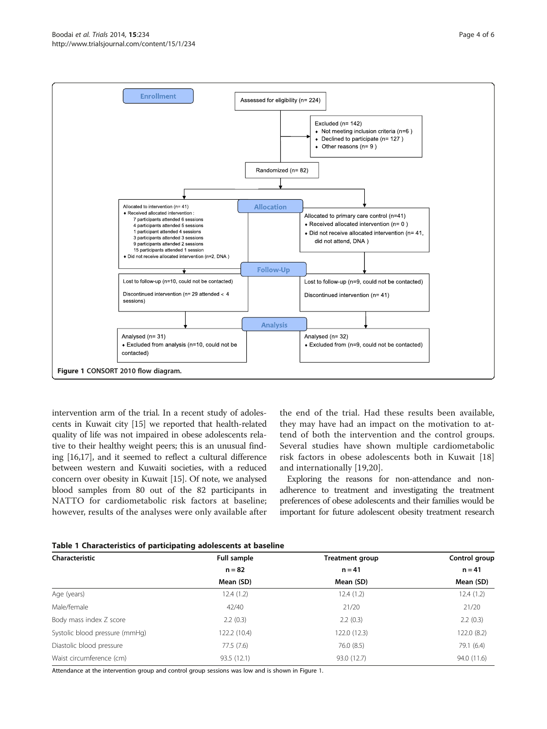Enrollment

Assessed for eligibility (n= 224)

Excluded (n= 142)
- Not meeting inclusion criteria (n=6 )
- Declined to participate (n= 127 )
- Other reasons (n= 9 )

Randomized (n= 82)

Allocation

Allocated to intervention (n= 41)
- Received allocated intervention :
  - 7 participants attended 6 sessions
  - 4 participants attended 5 sessions
  - 1 participant attended 4 sessions
  - 3 participants attended 3 sessions
  - 9 participants attended 2 sessions
  - 15 participants attended 1 session
- Did not receive allocated intervention (n=2, DNA )

Allocated to primary care control (n=41)
- Received allocated intervention (n= 0 )
- Did not receive allocated intervention (n= 41, did not attend, DNA )

Follow-Up

Lost to follow-up (n=10, could not be contacted)

Discontinued intervention (n= 29 attended < 4 sessions)

Lost to follow-up (n=9, could not be contacted)

Discontinued intervention (n= 41)

Analysis

Analysed (n= 31)
- Excluded from analysis (n=10, could not be contacted)

Analysed (n= 32)
- Excluded from (n=9, could not be contacted)

**Figure 1 CONSORT 2010 flow diagram.**

intervention arm of the trial. In a recent study of adolescents in Kuwait city [15] we reported that health-related quality of life was not impaired in obese adolescents relative to their healthy weight peers; this is an unusual finding [16,17], and it seemed to reflect a cultural difference between western and Kuwaiti societies, with a reduced concern over obesity in Kuwait [15]. Of note, we analysed blood samples from 80 out of the 82 participants in NATTO for cardiometabolic risk factors at baseline; however, results of the analyses were only available after the end of the trial. Had these results been available, they may have had an impact on the motivation to attend of both the intervention and the control groups. Several studies have shown multiple cardiometabolic risk factors in obese adolescents both in Kuwait [18] and internationally [19,20].

Exploring the reasons for non-attendance and non-adherence to treatment and investigating the treatment preferences of obese adolescents and their families would be important for future adolescent obesity treatment research

**Table 1 Characteristics of participating adolescents at baseline**

| Characteristic | Full sample | Treatment group | Control group |
|---|---|---|---|
| | n = 82 | n = 41 | n = 41 |
| | Mean (SD) | Mean (SD) | Mean (SD) |
| Age (years) | 12.4 (1.2) | 12.4 (1.2) | 12.4 (1.2) |
| Male/female | 42/40 | 21/20 | 21/20 |
| Body mass index Z score | 2.2 (0.3) | 2.2 (0.3) | 2.2 (0.3) |
| Systolic blood pressure (mmHg) | 122.2 (10.4) | 122.0 (12.3) | 122.0 (8.2) |
| Diastolic blood pressure | 77.5 (7.6) | 76.0 (8.5) | 79.1 (6.4) |
| Waist circumference (cm) | 93.5 (12.1) | 93.0 (12.7) | 94.0 (11.6) |

Attendance at the intervention group and control group sessions was low and is shown in Figure 1.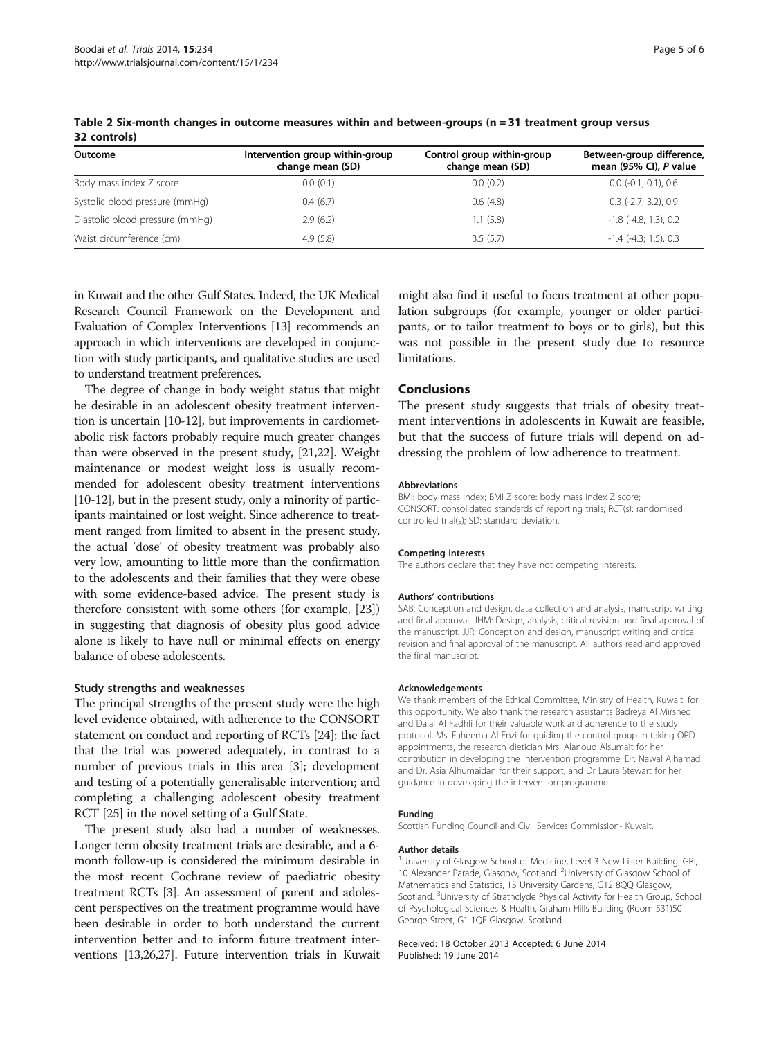**Table 2 Six-month changes in outcome measures within and between-groups (n = 31 treatment group versus 32 controls)**

| Outcome | Intervention group within-group change mean (SD) | Control group within-group change mean (SD) | Between-group difference, mean (95% CI), *P* value |
|---|---|---|---|
| Body mass index Z score | 0.0 (0.1) | 0.0 (0.2) | 0.0 (-0.1; 0.1), 0.6 |
| Systolic blood pressure (mmHg) | 0.4 (6.7) | 0.6 (4.8) | 0.3 (-2.7; 3.2), 0.9 |
| Diastolic blood pressure (mmHg) | 2.9 (6.2) | 1.1 (5.8) | -1.8 (-4.8, 1.3), 0.2 |
| Waist circumference (cm) | 4.9 (5.8) | 3.5 (5.7) | -1.4 (-4.3; 1.5), 0.3 |

in Kuwait and the other Gulf States. Indeed, the UK Medical Research Council Framework on the Development and Evaluation of Complex Interventions [13] recommends an approach in which interventions are developed in conjunction with study participants, and qualitative studies are used to understand treatment preferences.

The degree of change in body weight status that might be desirable in an adolescent obesity treatment intervention is uncertain [10-12], but improvements in cardiometabolic risk factors probably require much greater changes than were observed in the present study, [21,22]. Weight maintenance or modest weight loss is usually recommended for adolescent obesity treatment interventions [10-12], but in the present study, only a minority of participants maintained or lost weight. Since adherence to treatment ranged from limited to absent in the present study, the actual 'dose' of obesity treatment was probably also very low, amounting to little more than the confirmation to the adolescents and their families that they were obese with some evidence-based advice. The present study is therefore consistent with some others (for example, [23]) in suggesting that diagnosis of obesity plus good advice alone is likely to have null or minimal effects on energy balance of obese adolescents.

### Study strengths and weaknesses

The principal strengths of the present study were the high level evidence obtained, with adherence to the CONSORT statement on conduct and reporting of RCTs [24]; the fact that the trial was powered adequately, in contrast to a number of previous trials in this area [3]; development and testing of a potentially generalisable intervention; and completing a challenging adolescent obesity treatment RCT [25] in the novel setting of a Gulf State.

The present study also had a number of weaknesses. Longer term obesity treatment trials are desirable, and a 6-month follow-up is considered the minimum desirable in the most recent Cochrane review of paediatric obesity treatment RCTs [3]. An assessment of parent and adolescent perspectives on the treatment programme would have been desirable in order to both understand the current intervention better and to inform future treatment interventions [13,26,27]. Future intervention trials in Kuwait might also find it useful to focus treatment at other population subgroups (for example, younger or older participants, or to tailor treatment to boys or to girls), but this was not possible in the present study due to resource limitations.

## Conclusions

The present study suggests that trials of obesity treatment interventions in adolescents in Kuwait are feasible, but that the success of future trials will depend on addressing the problem of low adherence to treatment.

#### Abbreviations

BMI: body mass index; BMI Z score: body mass index Z score; CONSORT: consolidated standards of reporting trials; RCT(s): randomised controlled trial(s); SD: standard deviation.

#### Competing interests

The authors declare that they have not competing interests.

#### Authors' contributions

SAB: Conception and design, data collection and analysis, manuscript writing and final approval. JHM: Design, analysis, critical revision and final approval of the manuscript. JJR: Conception and design, manuscript writing and critical revision and final approval of the manuscript. All authors read and approved the final manuscript.

#### Acknowledgements

We thank members of the Ethical Committee, Ministry of Health, Kuwait, for this opportunity. We also thank the research assistants Badreya Al Mirshed and Dalal Al Fadhli for their valuable work and adherence to the study protocol, Ms. Faheema Al Enzi for guiding the control group in taking OPD appointments, the research dietician Mrs. Alanoud Alsumait for her contribution in developing the intervention programme, Dr. Nawal Alhamad and Dr. Asia Alhumaidan for their support, and Dr Laura Stewart for her guidance in developing the intervention programme.

#### Funding

Scottish Funding Council and Civil Services Commission- Kuwait.

#### Author details

[1]University of Glasgow School of Medicine, Level 3 New Lister Building, GRI, 10 Alexander Parade, Glasgow, Scotland. [2]University of Glasgow School of Mathematics and Statistics, 15 University Gardens, G12 8QQ Glasgow, Scotland. [3]University of Strathclyde Physical Activity for Health Group, School of Psychological Sciences & Health, Graham Hills Building (Room 531)50 George Street, G1 1QE Glasgow, Scotland.

Received: 18 October 2013 Accepted: 6 June 2014
Published: 19 June 2014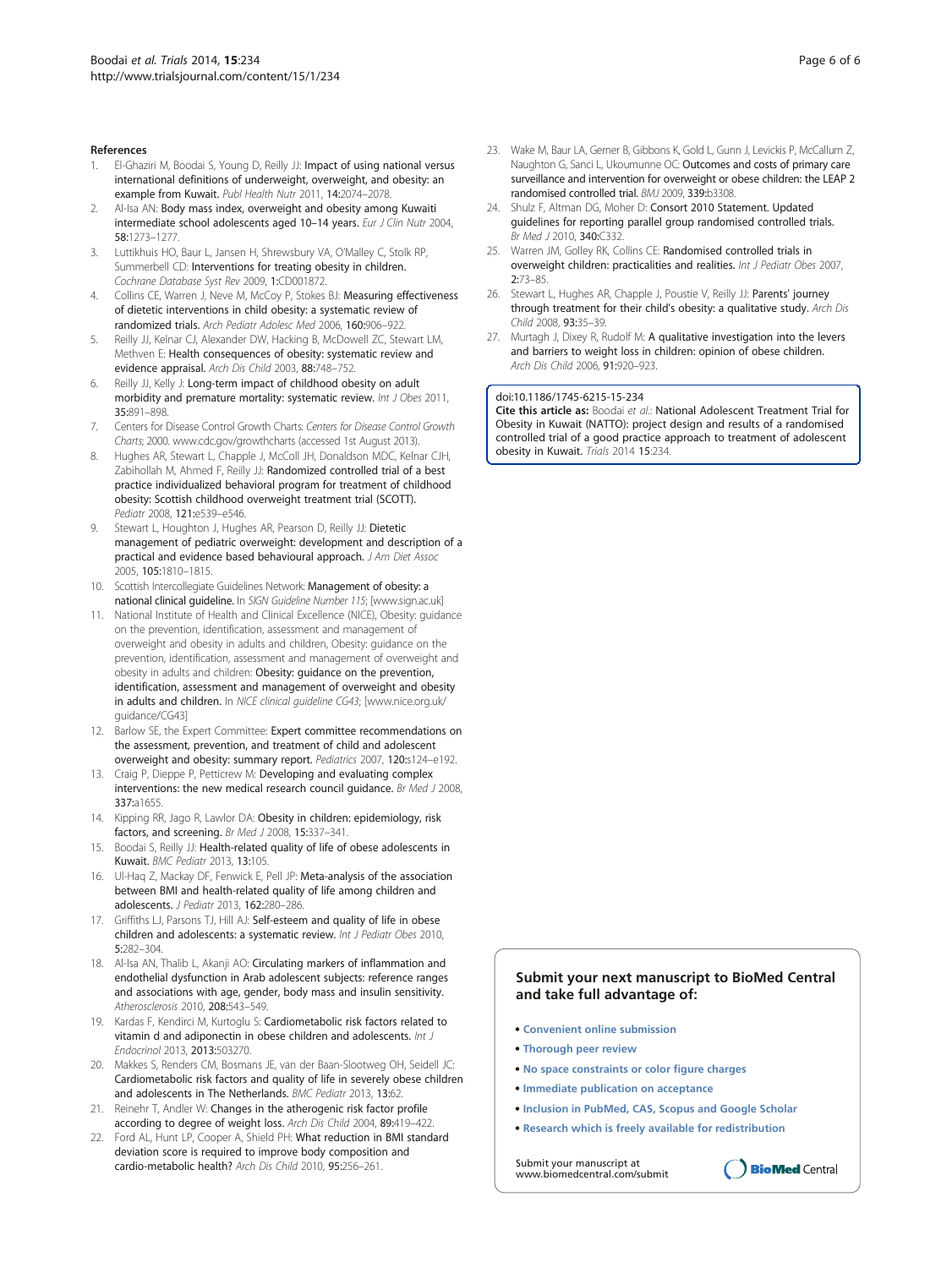## References

1. El-Ghaziri M, Boodai S, Young D, Reilly JJ: **Impact of using national versus international definitions of underweight, overweight, and obesity: an example from Kuwait.** *Publ Health Nutr* 2011, **14**:2074–2078.
2. Al-Isa AN: **Body mass index, overweight and obesity among Kuwaiti intermediate school adolescents aged 10–14 years.** *Eur J Clin Nutr* 2004, **58**:1273–1277.
3. Luttikhuis HO, Baur L, Jansen H, Shrewsbury VA, O'Malley C, Stolk RP, Summerbell CD: **Interventions for treating obesity in children.** *Cochrane Database Syst Rev* 2009, **1**:CD001872.
4. Collins CE, Warren J, Neve M, McCoy P, Stokes BJ: **Measuring effectiveness of dietetic interventions in child obesity: a systematic review of randomized trials.** *Arch Pediatr Adolesc Med* 2006, **160**:906–922.
5. Reilly JJ, Kelnar CJ, Alexander DW, Hacking B, McDowell ZC, Stewart LM, Methven E: **Health consequences of obesity: systematic review and evidence appraisal.** *Arch Dis Child* 2003, **88**:748–752.
6. Reilly JJ, Kelly J: **Long-term impact of childhood obesity on adult morbidity and premature mortality: systematic review.** *Int J Obes* 2011, **35**:891–898.
7. Centers for Disease Control Growth Charts: *Centers for Disease Control Growth Charts*; 2000. www.cdc.gov/growthcharts (accessed 1st August 2013).
8. Hughes AR, Stewart L, Chapple J, McColl JH, Donaldson MDC, Kelnar CJH, Zabihollah M, Ahmed F, Reilly JJ: **Randomized controlled trial of a best practice individualized behavioral program for treatment of childhood obesity: Scottish childhood overweight treatment trial (SCOTT).** *Pediatr* 2008, **121**:e539–e546.
9. Stewart L, Houghton J, Hughes AR, Pearson D, Reilly JJ: **Dietetic management of pediatric overweight: development and description of a practical and evidence based behavioural approach.** *J Am Diet Assoc* 2005, **105**:1810–1815.
10. Scottish Intercollegiate Guidelines Network: **Management of obesity: a national clinical guideline.** In *SIGN Guideline Number 115*; [www.sign.ac.uk]
11. National Institute of Health and Clinical Excellence (NICE), Obesity: guidance on the prevention, identification, assessment and management of overweight and obesity in adults and children, Obesity: guidance on the prevention, identification, assessment and management of overweight and obesity in adults and children: **Obesity: guidance on the prevention, identification, assessment and management of overweight and obesity in adults and children.** In *NICE clinical guideline CG43*; [www.nice.org.uk/guidance/CG43]
12. Barlow SE, the Expert Committee: **Expert committee recommendations on the assessment, prevention, and treatment of child and adolescent overweight and obesity: summary report.** *Pediatrics* 2007, **120**:s124–e192.
13. Craig P, Dieppe P, Petticrew M: **Developing and evaluating complex interventions: the new medical research council guidance.** *Br Med J* 2008, **337**:a1655.
14. Kipping RR, Jago R, Lawlor DA: **Obesity in children: epidemiology, risk factors, and screening.** *Br Med J* 2008, **15**:337–341.
15. Boodai S, Reilly JJ: **Health-related quality of life of obese adolescents in Kuwait.** *BMC Pediatr* 2013, **13**:105.
16. Ul-Haq Z, Mackay DF, Fenwick E, Pell JP: **Meta-analysis of the association between BMI and health-related quality of life among children and adolescents.** *J Pediatr* 2013, **162**:280–286.
17. Griffiths LJ, Parsons TJ, Hill AJ: **Self-esteem and quality of life in obese children and adolescents: a systematic review.** *Int J Pediatr Obes* 2010, **5**:282–304.
18. Al-Isa AN, Thalib L, Akanji AO: **Circulating markers of inflammation and endothelial dysfunction in Arab adolescent subjects: reference ranges and associations with age, gender, body mass and insulin sensitivity.** *Atherosclerosis* 2010, **208**:543–549.
19. Kardas F, Kendirci M, Kurtoglu S: **Cardiometabolic risk factors related to vitamin d and adiponectin in obese children and adolescents.** *Int J Endocrinol* 2013, **2013**:503270.
20. Makkes S, Renders CM, Bosmans JE, van der Baan-Slootweg OH, Seidell JC: **Cardiometabolic risk factors and quality of life in severely obese children and adolescents in The Netherlands.** *BMC Pediatr* 2013, **13**:62.
21. Reinehr T, Andler W: **Changes in the atherogenic risk factor profile according to degree of weight loss.** *Arch Dis Child* 2004, **89**:419–422.
22. Ford AL, Hunt LP, Cooper A, Shield PH: **What reduction in BMI standard deviation score is required to improve body composition and cardio-metabolic health?** *Arch Dis Child* 2010, **95**:256–261.
23. Wake M, Baur LA, Gerner B, Gibbons K, Gold L, Gunn J, Levickis P, McCallum Z, Naughton G, Sanci L, Ukoumunne OC: **Outcomes and costs of primary care surveillance and intervention for overweight or obese children: the LEAP 2 randomised controlled trial.** *BMJ* 2009, **339**:b3308.
24. Shulz F, Altman DG, Moher D: **Consort 2010 Statement. Updated guidelines for reporting parallel group randomised controlled trials.** *Br Med J* 2010, **340**:C332.
25. Warren JM, Golley RK, Collins CE: **Randomised controlled trials in overweight children: practicalities and realities.** *Int J Pediatr Obes* 2007, **2**:73–85.
26. Stewart L, Hughes AR, Chapple J, Poustie V, Reilly JJ: **Parents' journey through treatment for their child's obesity: a qualitative study.** *Arch Dis Child* 2008, **93**:35–39.
27. Murtagh J, Dixey R, Rudolf M: **A qualitative investigation into the levers and barriers to weight loss in children: opinion of obese children.** *Arch Dis Child* 2006, **91**:920–923.

doi:10.1186/1745-6215-15-234

**Cite this article as:** Boodai *et al.*: National Adolescent Treatment Trial for Obesity in Kuwait (NATTO): project design and results of a randomised controlled trial of a good practice approach to treatment of adolescent obesity in Kuwait. *Trials* 2014 **15**:234.

**Submit your next manuscript to BioMed Central and take full advantage of:**

- Convenient online submission
- Thorough peer review
- No space constraints or color figure charges
- Immediate publication on acceptance
- Inclusion in PubMed, CAS, Scopus and Google Scholar
- Research which is freely available for redistribution

Submit your manuscript at www.biomedcentral.com/submit

BioMed Central